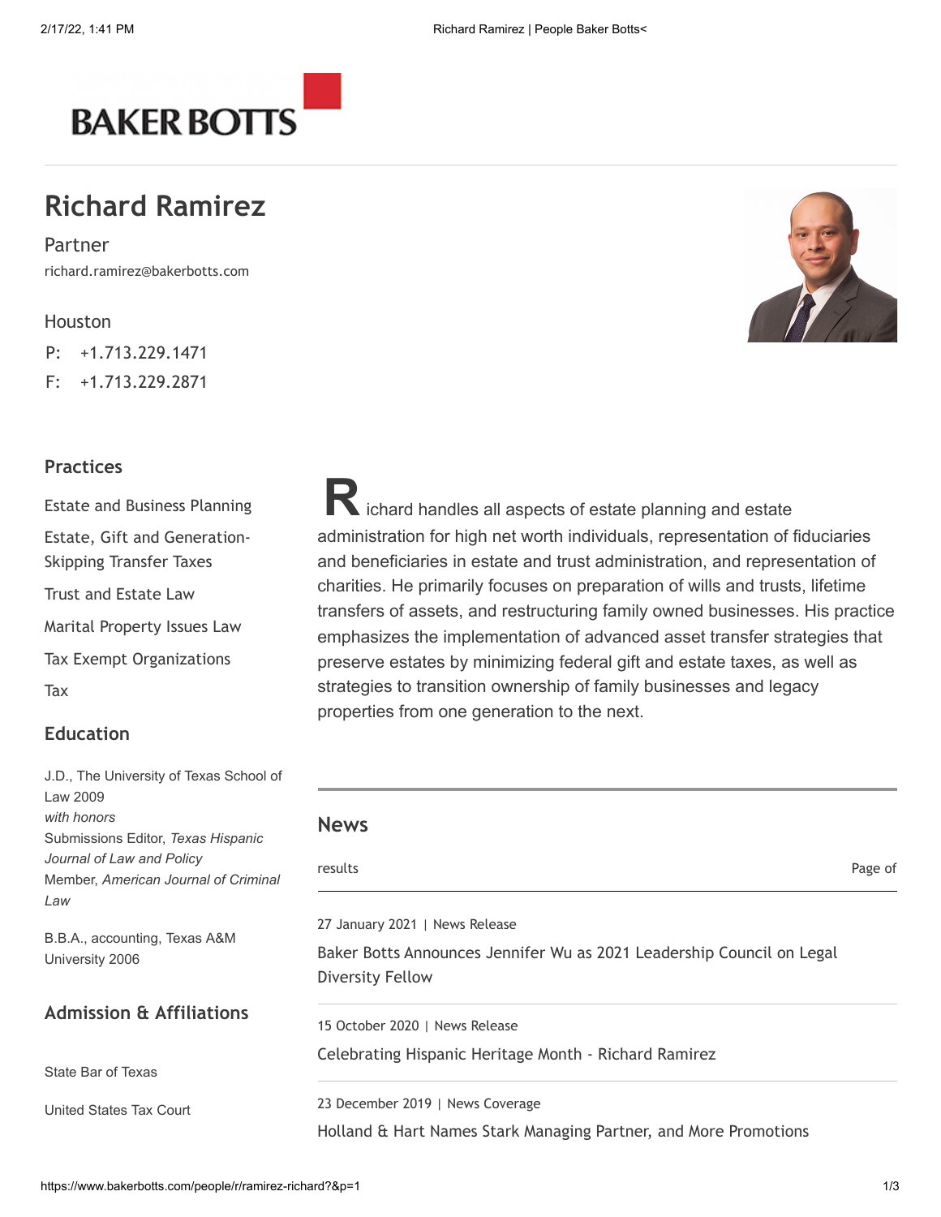# Richard Ramirez

Partner

richard.ramirez@bakerbotts.com

Houston

P: +1.713.229.1471

F: +1.713.229.2871

## Practices

Estate and Business Planning

Estate, Gift and Generation-Skipping Transfer Taxes

Trust and Estate Law

Marital Property Issues Law

Tax Exempt Organizations

Tax

## Education

J.D., The University of Texas School of Law 2009
*with honors*
Submissions Editor, *Texas Hispanic Journal of Law and Policy*
Member, *American Journal of Criminal Law*

B.B.A., accounting, Texas A&M University 2006

## Admission & Affiliations

State Bar of Texas

United States Tax Court

Richard handles all aspects of estate planning and estate administration for high net worth individuals, representation of fiduciaries and beneficiaries in estate and trust administration, and representation of charities. He primarily focuses on preparation of wills and trusts, lifetime transfers of assets, and restructuring family owned businesses. His practice emphasizes the implementation of advanced asset transfer strategies that preserve estates by minimizing federal gift and estate taxes, as well as strategies to transition ownership of family businesses and legacy properties from one generation to the next.

## News

results Page of

27 January 2021 | News Release

Baker Botts Announces Jennifer Wu as 2021 Leadership Council on Legal Diversity Fellow

15 October 2020 | News Release

Celebrating Hispanic Heritage Month - Richard Ramirez

23 December 2019 | News Coverage

Holland & Hart Names Stark Managing Partner, and More Promotions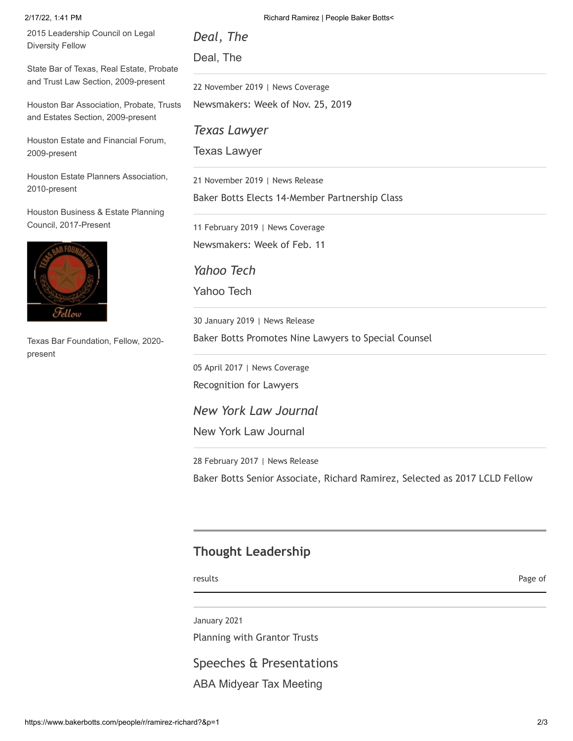2015 Leadership Council on Legal Diversity Fellow

State Bar of Texas, Real Estate, Probate and Trust Law Section, 2009-present

Houston Bar Association, Probate, Trusts and Estates Section, 2009-present

Houston Estate and Financial Forum, 2009-present

Houston Estate Planners Association, 2010-present

Houston Business & Estate Planning Council, 2017-Present

Texas Bar Foundation, Fellow, 2020-present

*Deal, The*

Deal, The

22 November 2019 | News Coverage

Newsmakers: Week of Nov. 25, 2019

*Texas Lawyer*

Texas Lawyer

21 November 2019 | News Release

Baker Botts Elects 14-Member Partnership Class

11 February 2019 | News Coverage

Newsmakers: Week of Feb. 11

*Yahoo Tech*

Yahoo Tech

30 January 2019 | News Release

Baker Botts Promotes Nine Lawyers to Special Counsel

05 April 2017 | News Coverage

Recognition for Lawyers

*New York Law Journal*

New York Law Journal

28 February 2017 | News Release

Baker Botts Senior Associate, Richard Ramirez, Selected as 2017 LCLD Fellow

## Thought Leadership

results | Page of

January 2021

Planning with Grantor Trusts

Speeches & Presentations

ABA Midyear Tax Meeting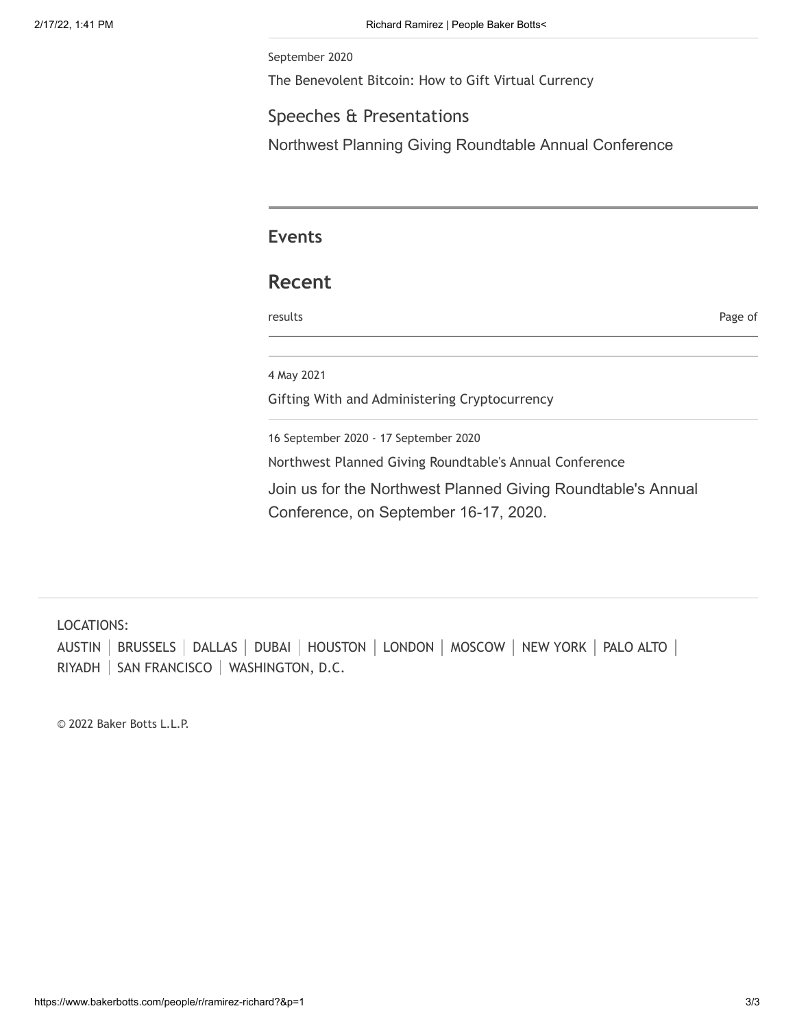September 2020

The Benevolent Bitcoin: How to Gift Virtual Currency

## Speeches & Presentations

Northwest Planning Giving Roundtable Annual Conference

---

## Events

## Recent

results Page of

---

4 May 2021

Gifting With and Administering Cryptocurrency

---

16 September 2020 - 17 September 2020

Northwest Planned Giving Roundtable's Annual Conference

Join us for the Northwest Planned Giving Roundtable's Annual Conference, on September 16-17, 2020.

---

LOCATIONS:

AUSTIN | BRUSSELS | DALLAS | DUBAI | HOUSTON | LONDON | MOSCOW | NEW YORK | PALO ALTO | RIYADH | SAN FRANCISCO | WASHINGTON, D.C.

© 2022 Baker Botts L.L.P.